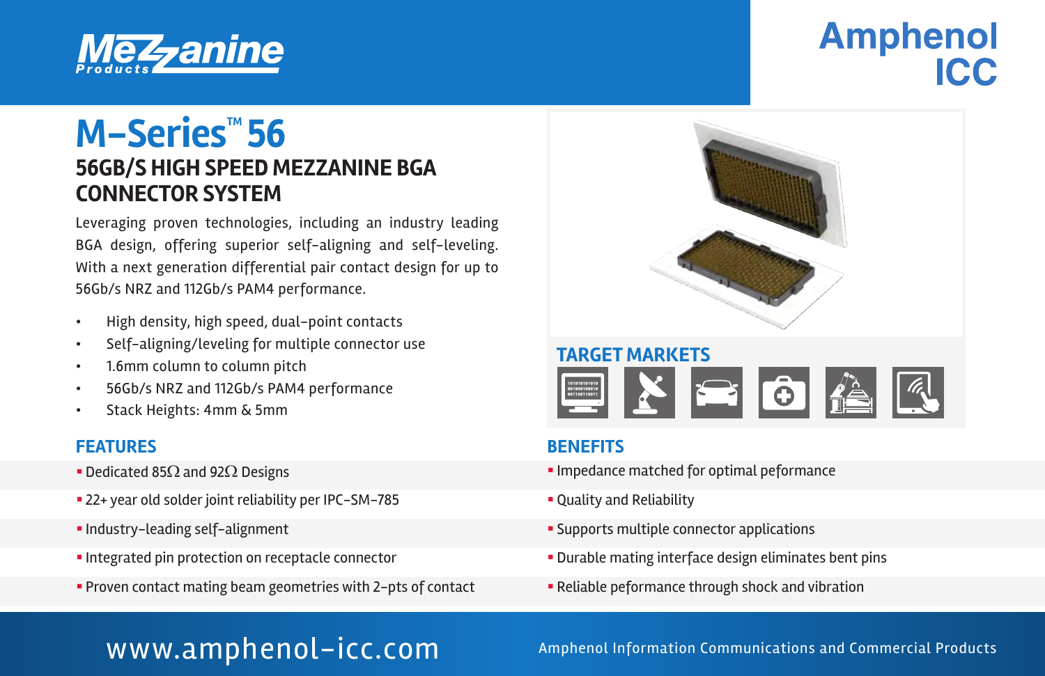Mezzanine Products

Amphenol ICC

# M-Series™ 56

## 56GB/S HIGH SPEED MEZZANINE BGA CONNECTOR SYSTEM

Leveraging proven technologies, including an industry leading BGA design, offering superior self-aligning and self-leveling. With a next generation differential pair contact design for up to 56Gb/s NRZ and 112Gb/s PAM4 performance.

- High density, high speed, dual-point contacts
- Self-aligning/leveling for multiple connector use
- 1.6mm column to column pitch
- 56Gb/s NRZ and 112Gb/s PAM4 performance
- Stack Heights: 4mm & 5mm

### TARGET MARKETS

### FEATURES

- Dedicated 85Ω and 92Ω Designs
- 22+ year old solder joint reliability per IPC-SM-785
- Industry-leading self-alignment
- Integrated pin protection on receptacle connector
- Proven contact mating beam geometries with 2-pts of contact

### BENEFITS

- Impedance matched for optimal peformance
- Quality and Reliability
- Supports multiple connector applications
- Durable mating interface design eliminates bent pins
- Reliable peformance through shock and vibration

www.amphenol-icc.com

Amphenol Information Communications and Commercial Products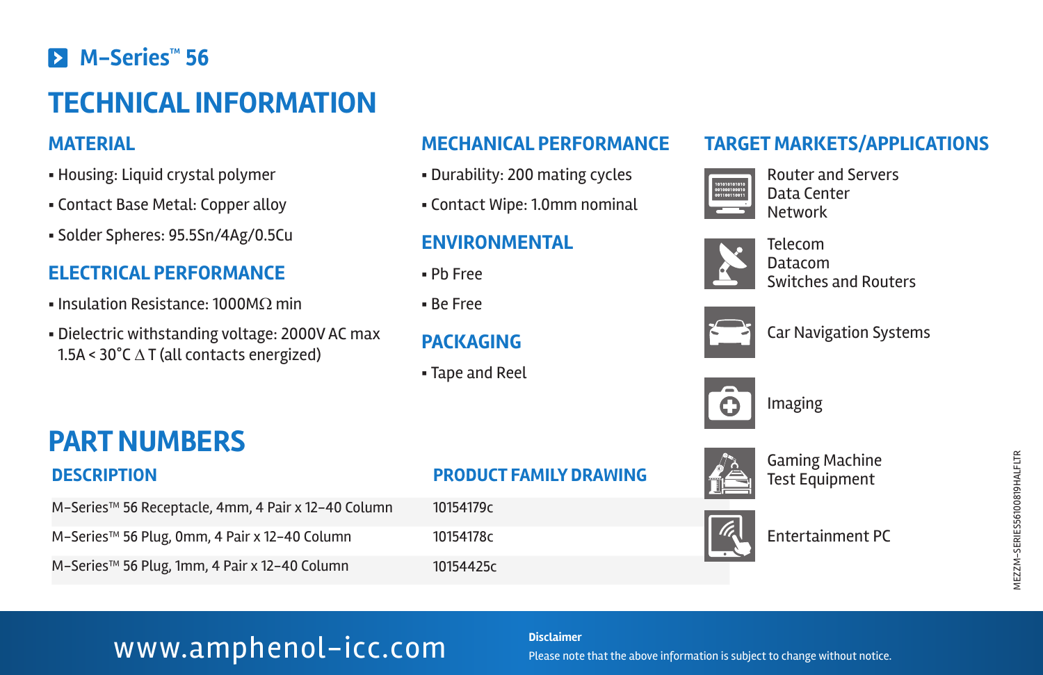## M-Series™ 56

# TECHNICAL INFORMATION

### MATERIAL

- Housing: Liquid crystal polymer
- Contact Base Metal: Copper alloy
- Solder Spheres: 95.5Sn/4Ag/0.5Cu

### ELECTRICAL PERFORMANCE

- Insulation Resistance: 1000MΩ min
- Dielectric withstanding voltage: 2000V AC max
  1.5A < 30°C Δ T (all contacts energized)

### MECHANICAL PERFORMANCE

- Durability: 200 mating cycles
- Contact Wipe: 1.0mm nominal

### ENVIRONMENTAL

- Pb Free
- Be Free

### PACKAGING

- Tape and Reel

### TARGET MARKETS/APPLICATIONS

Router and Servers
Data Center
Network

Telecom
Datacom
Switches and Routers

Car Navigation Systems

Imaging

Gaming Machine
Test Equipment

Entertainment PC

# PART NUMBERS

| DESCRIPTION | PRODUCT FAMILY DRAWING |
|---|---|
| M-Series™ 56 Receptacle, 4mm, 4 Pair x 12-40 Column | 10154179c |
| M-Series™ 56 Plug, 0mm, 4 Pair x 12-40 Column | 10154178c |
| M-Series™ 56 Plug, 1mm, 4 Pair x 12-40 Column | 10154425c |

MEZZM-SERIES56100819HALFLTR

www.amphenol-icc.com

**Disclaimer**
Please note that the above information is subject to change without notice.